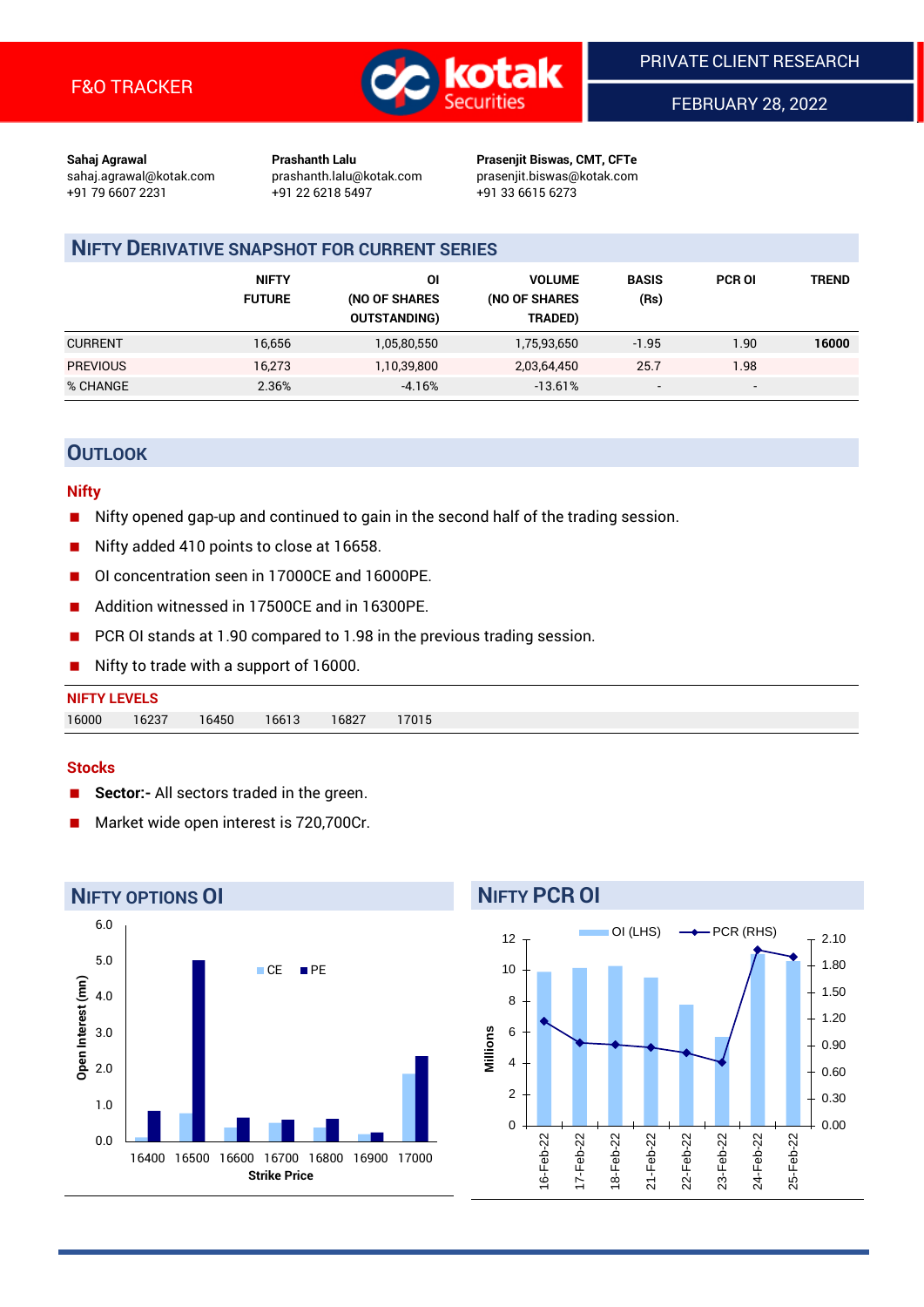F&O TRACKER

PRIVATE CLIENT RESEARCH

FEBRUARY 28, 2022

**Sahaj Agrawal**
sahaj.agrawal@kotak.com
+91 79 6607 2231

**Prashanth Lalu**
prashanth.lalu@kotak.com
+91 22 6218 5497

**Prasenjit Biswas, CMT, CFTe**
prasenjit.biswas@kotak.com
+91 33 6615 6273

## NIFTY DERIVATIVE SNAPSHOT FOR CURRENT SERIES

| | NIFTY FUTURE | OI (NO OF SHARES OUTSTANDING) | VOLUME (NO OF SHARES TRADED) | BASIS (Rs) | PCR OI | TREND |
|---|---|---|---|---|---|---|
| CURRENT | 16,656 | 1,05,80,550 | 1,75,93,650 | -1.95 | 1.90 | **16000** |
| PREVIOUS | 16,273 | 1,10,39,800 | 2,03,64,450 | 25.7 | 1.98 | |
| % CHANGE | 2.36% | -4.16% | -13.61% | - | - | |

## OUTLOOK

### Nifty

- Nifty opened gap-up and continued to gain in the second half of the trading session.
- Nifty added 410 points to close at 16658.
- OI concentration seen in 17000CE and 16000PE.
- Addition witnessed in 17500CE and in 16300PE.
- PCR OI stands at 1.90 compared to 1.98 in the previous trading session.
- Nifty to trade with a support of 16000.

**NIFTY LEVELS**

| 16000 | 16237 | 16450 | 16613 | 16827 | 17015 |
|---|---|---|---|---|---|

### Stocks

- **Sector:-** All sectors traded in the green.
- Market wide open interest is 720,700Cr.

## NIFTY OPTIONS OI

## NIFTY PCR OI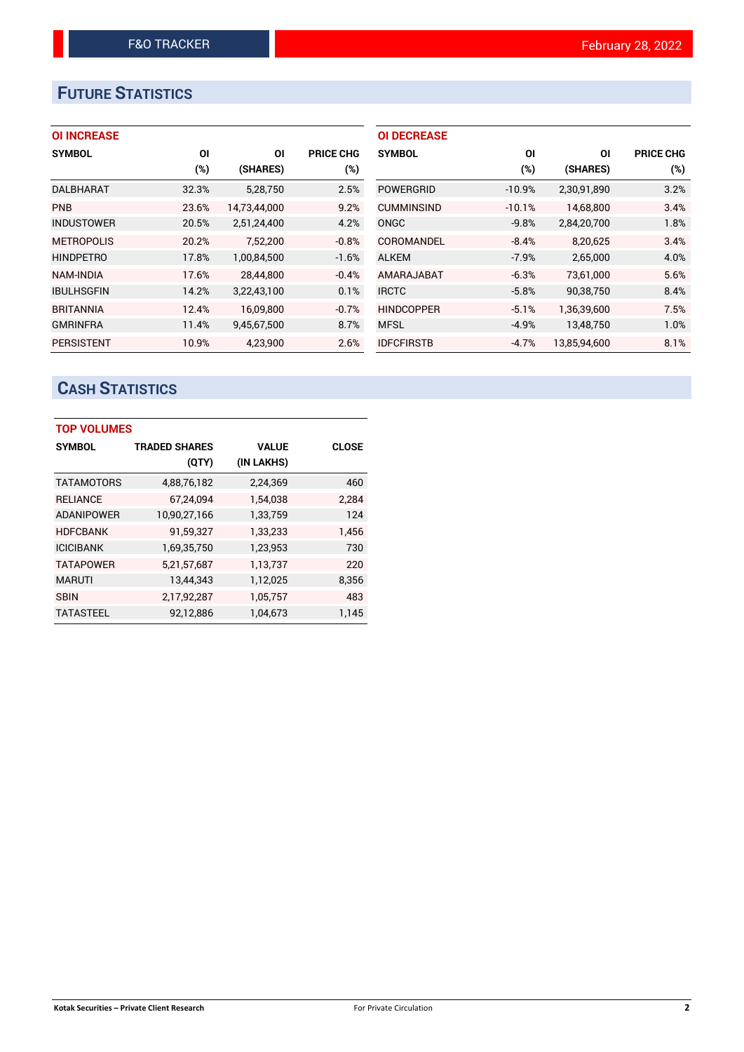# FUTURE STATISTICS

### OI INCREASE

| SYMBOL | OI (%) | OI (SHARES) | PRICE CHG (%) |
|---|---|---|---|
| DALBHARAT | 32.3% | 5,28,750 | 2.5% |
| PNB | 23.6% | 14,73,44,000 | 9.2% |
| INDUSTOWER | 20.5% | 2,51,24,400 | 4.2% |
| METROPOLIS | 20.2% | 7,52,200 | -0.8% |
| HINDPETRO | 17.8% | 1,00,84,500 | -1.6% |
| NAM-INDIA | 17.6% | 28,44,800 | -0.4% |
| IBULHSGFIN | 14.2% | 3,22,43,100 | 0.1% |
| BRITANNIA | 12.4% | 16,09,800 | -0.7% |
| GMRINFRA | 11.4% | 9,45,67,500 | 8.7% |
| PERSISTENT | 10.9% | 4,23,900 | 2.6% |

### OI DECREASE

| SYMBOL | OI (%) | OI (SHARES) | PRICE CHG (%) |
|---|---|---|---|
| POWERGRID | -10.9% | 2,30,91,890 | 3.2% |
| CUMMINSIND | -10.1% | 14,68,800 | 3.4% |
| ONGC | -9.8% | 2,84,20,700 | 1.8% |
| COROMANDEL | -8.4% | 8,20,625 | 3.4% |
| ALKEM | -7.9% | 2,65,000 | 4.0% |
| AMARAJABAT | -6.3% | 73,61,000 | 5.6% |
| IRCTC | -5.8% | 90,38,750 | 8.4% |
| HINDCOPPER | -5.1% | 1,36,39,600 | 7.5% |
| MFSL | -4.9% | 13,48,750 | 1.0% |
| IDFCFIRSTB | -4.7% | 13,85,94,600 | 8.1% |

# CASH STATISTICS

### TOP VOLUMES

| SYMBOL | TRADED SHARES (QTY) | VALUE (IN LAKHS) | CLOSE |
|---|---|---|---|
| TATAMOTORS | 4,88,76,182 | 2,24,369 | 460 |
| RELIANCE | 67,24,094 | 1,54,038 | 2,284 |
| ADANIPOWER | 10,90,27,166 | 1,33,759 | 124 |
| HDFCBANK | 91,59,327 | 1,33,233 | 1,456 |
| ICICIBANK | 1,69,35,750 | 1,23,953 | 730 |
| TATAPOWER | 5,21,57,687 | 1,13,737 | 220 |
| MARUTI | 13,44,343 | 1,12,025 | 8,356 |
| SBIN | 2,17,92,287 | 1,05,757 | 483 |
| TATASTEEL | 92,12,886 | 1,04,673 | 1,145 |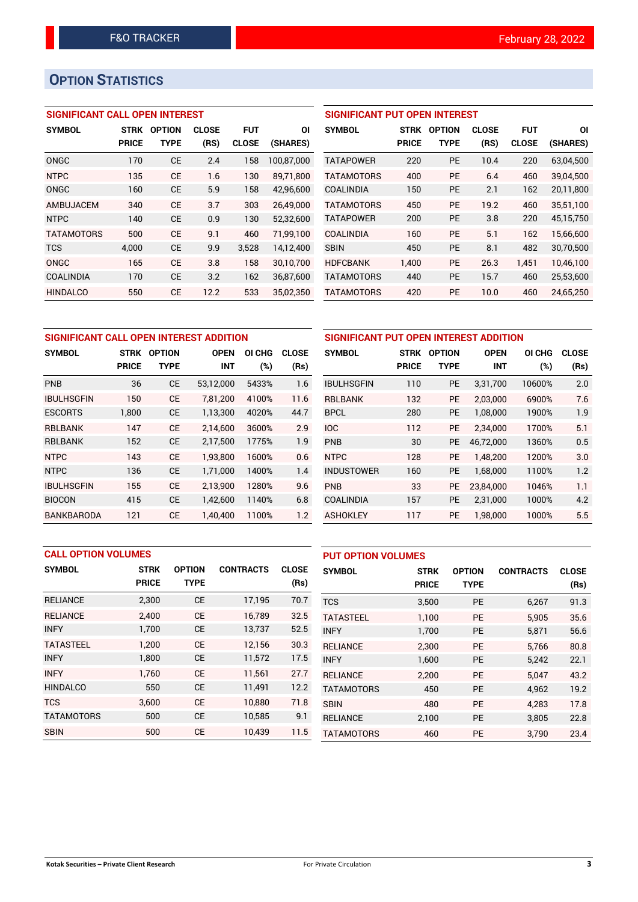## OPTION STATISTICS

### SIGNIFICANT CALL OPEN INTEREST

| SYMBOL | STRK PRICE | OPTION TYPE | CLOSE (RS) | FUT CLOSE | OI (SHARES) |
|---|---|---|---|---|---|
| ONGC | 170 | CE | 2.4 | 158 | 100,87,000 |
| NTPC | 135 | CE | 1.6 | 130 | 89,71,800 |
| ONGC | 160 | CE | 5.9 | 158 | 42,96,600 |
| AMBUJACEM | 340 | CE | 3.7 | 303 | 26,49,000 |
| NTPC | 140 | CE | 0.9 | 130 | 52,32,600 |
| TATAMOTORS | 500 | CE | 9.1 | 460 | 71,99,100 |
| TCS | 4,000 | CE | 9.9 | 3,528 | 14,12,400 |
| ONGC | 165 | CE | 3.8 | 158 | 30,10,700 |
| COALINDIA | 170 | CE | 3.2 | 162 | 36,87,600 |
| HINDALCO | 550 | CE | 12.2 | 533 | 35,02,350 |

### SIGNIFICANT PUT OPEN INTEREST

| SYMBOL | STRK PRICE | OPTION TYPE | CLOSE (RS) | FUT CLOSE | OI (SHARES) |
|---|---|---|---|---|---|
| TATAPOWER | 220 | PE | 10.4 | 220 | 63,04,500 |
| TATAMOTORS | 400 | PE | 6.4 | 460 | 39,04,500 |
| COALINDIA | 150 | PE | 2.1 | 162 | 20,11,800 |
| TATAMOTORS | 450 | PE | 19.2 | 460 | 35,51,100 |
| TATAPOWER | 200 | PE | 3.8 | 220 | 45,15,750 |
| COALINDIA | 160 | PE | 5.1 | 162 | 15,66,600 |
| SBIN | 450 | PE | 8.1 | 482 | 30,70,500 |
| HDFCBANK | 1,400 | PE | 26.3 | 1,451 | 10,46,100 |
| TATAMOTORS | 440 | PE | 15.7 | 460 | 25,53,600 |
| TATAMOTORS | 420 | PE | 10.0 | 460 | 24,65,250 |

### SIGNIFICANT CALL OPEN INTEREST ADDITION

| SYMBOL | STRK PRICE | OPTION TYPE | OPEN INT | OI CHG (%) | CLOSE (Rs) |
|---|---|---|---|---|---|
| PNB | 36 | CE | 53,12,000 | 5433% | 1.6 |
| IBULHSGFIN | 150 | CE | 7,81,200 | 4100% | 11.6 |
| ESCORTS | 1,800 | CE | 1,13,300 | 4020% | 44.7 |
| RBLBANK | 147 | CE | 2,14,600 | 3600% | 2.9 |
| RBLBANK | 152 | CE | 2,17,500 | 1775% | 1.9 |
| NTPC | 143 | CE | 1,93,800 | 1600% | 0.6 |
| NTPC | 136 | CE | 1,71,000 | 1400% | 1.4 |
| IBULHSGFIN | 155 | CE | 2,13,900 | 1280% | 9.6 |
| BIOCON | 415 | CE | 1,42,600 | 1140% | 6.8 |
| BANKBARODA | 121 | CE | 1,40,400 | 1100% | 1.2 |

### SIGNIFICANT PUT OPEN INTEREST ADDITION

| SYMBOL | STRK PRICE | OPTION TYPE | OPEN INT | OI CHG (%) | CLOSE (Rs) |
|---|---|---|---|---|---|
| IBULHSGFIN | 110 | PE | 3,31,700 | 10600% | 2.0 |
| RBLBANK | 132 | PE | 2,03,000 | 6900% | 7.6 |
| BPCL | 280 | PE | 1,08,000 | 1900% | 1.9 |
| IOC | 112 | PE | 2,34,000 | 1700% | 5.1 |
| PNB | 30 | PE | 46,72,000 | 1360% | 0.5 |
| NTPC | 128 | PE | 1,48,200 | 1200% | 3.0 |
| INDUSTOWER | 160 | PE | 1,68,000 | 1100% | 1.2 |
| PNB | 33 | PE | 23,84,000 | 1046% | 1.1 |
| COALINDIA | 157 | PE | 2,31,000 | 1000% | 4.2 |
| ASHOKLEY | 117 | PE | 1,98,000 | 1000% | 5.5 |

### CALL OPTION VOLUMES

| SYMBOL | STRK PRICE | OPTION TYPE | CONTRACTS | CLOSE (Rs) |
|---|---|---|---|---|
| RELIANCE | 2,300 | CE | 17,195 | 70.7 |
| RELIANCE | 2,400 | CE | 16,789 | 32.5 |
| INFY | 1,700 | CE | 13,737 | 52.5 |
| TATASTEEL | 1,200 | CE | 12,156 | 30.3 |
| INFY | 1,800 | CE | 11,572 | 17.5 |
| INFY | 1,760 | CE | 11,561 | 27.7 |
| HINDALCO | 550 | CE | 11,491 | 12.2 |
| TCS | 3,600 | CE | 10,880 | 71.8 |
| TATAMOTORS | 500 | CE | 10,585 | 9.1 |
| SBIN | 500 | CE | 10,439 | 11.5 |

### PUT OPTION VOLUMES

| SYMBOL | STRK PRICE | OPTION TYPE | CONTRACTS | CLOSE (Rs) |
|---|---|---|---|---|
| TCS | 3,500 | PE | 6,267 | 91.3 |
| TATASTEEL | 1,100 | PE | 5,905 | 35.6 |
| INFY | 1,700 | PE | 5,871 | 56.6 |
| RELIANCE | 2,300 | PE | 5,766 | 80.8 |
| INFY | 1,600 | PE | 5,242 | 22.1 |
| RELIANCE | 2,200 | PE | 5,047 | 43.2 |
| TATAMOTORS | 450 | PE | 4,962 | 19.2 |
| SBIN | 480 | PE | 4,283 | 17.8 |
| RELIANCE | 2,100 | PE | 3,805 | 22.8 |
| TATAMOTORS | 460 | PE | 3,790 | 23.4 |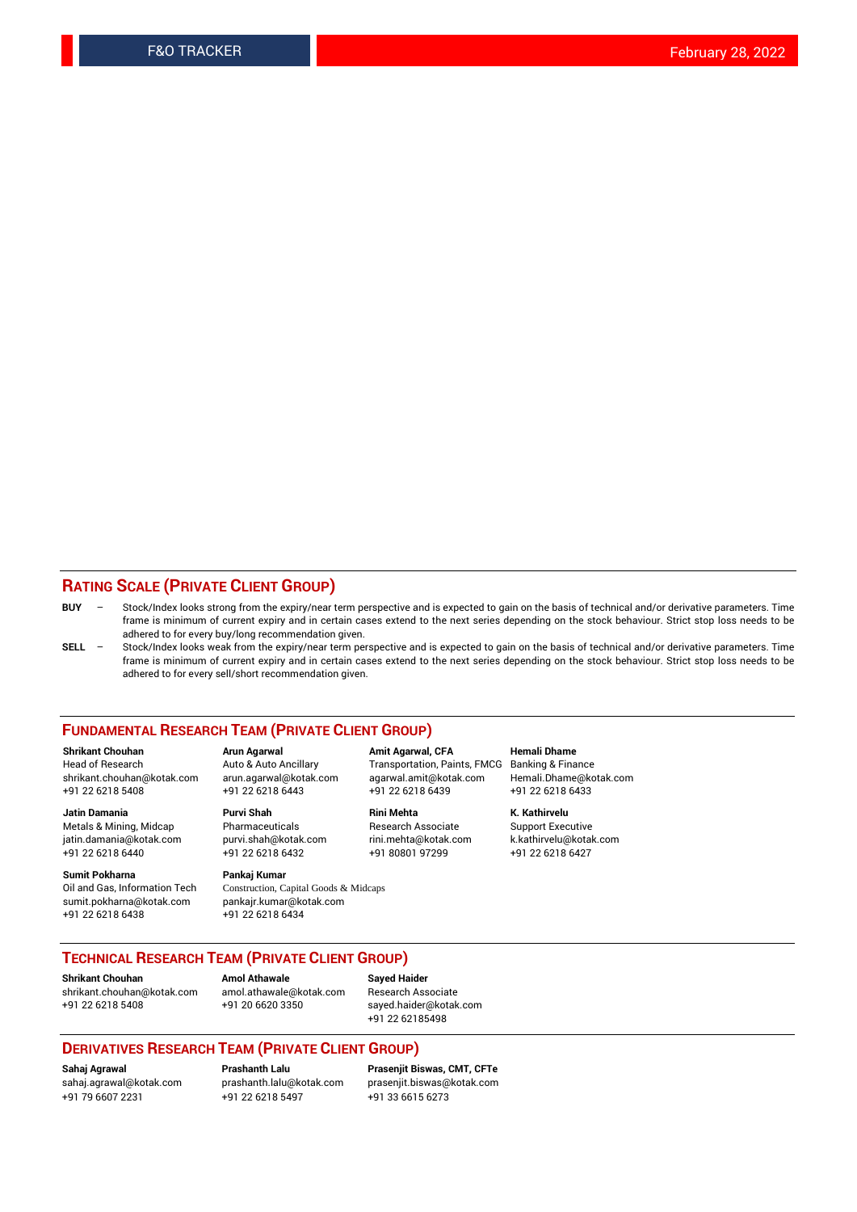## RATING SCALE (PRIVATE CLIENT GROUP)

**BUY** – Stock/Index looks strong from the expiry/near term perspective and is expected to gain on the basis of technical and/or derivative parameters. Time frame is minimum of current expiry and in certain cases extend to the next series depending on the stock behaviour. Strict stop loss needs to be adhered to for every buy/long recommendation given.

**SELL** – Stock/Index looks weak from the expiry/near term perspective and is expected to gain on the basis of technical and/or derivative parameters. Time frame is minimum of current expiry and in certain cases extend to the next series depending on the stock behaviour. Strict stop loss needs to be adhered to for every sell/short recommendation given.

## FUNDAMENTAL RESEARCH TEAM (PRIVATE CLIENT GROUP)

**Shrikant Chouhan**
Head of Research
shrikant.chouhan@kotak.com
+91 22 6218 5408

**Arun Agarwal**
Auto & Auto Ancillary
arun.agarwal@kotak.com
+91 22 6218 6443

**Amit Agarwal, CFA**
Transportation, Paints, FMCG
agarwal.amit@kotak.com
+91 22 6218 6439

**Hemali Dhame**
Banking & Finance
Hemali.Dhame@kotak.com
+91 22 6218 6433

**Jatin Damania**
Metals & Mining, Midcap
jatin.damania@kotak.com
+91 22 6218 6440

**Purvi Shah**
Pharmaceuticals
purvi.shah@kotak.com
+91 22 6218 6432

**Rini Mehta**
Research Associate
rini.mehta@kotak.com
+91 80801 97299

**K. Kathirvelu**
Support Executive
k.kathirvelu@kotak.com
+91 22 6218 6427

**Sumit Pokharna**
Oil and Gas, Information Tech
sumit.pokharna@kotak.com
+91 22 6218 6438

**Pankaj Kumar**
Construction, Capital Goods & Midcaps
pankajr.kumar@kotak.com
+91 22 6218 6434

## TECHNICAL RESEARCH TEAM (PRIVATE CLIENT GROUP)

**Shrikant Chouhan**
shrikant.chouhan@kotak.com
+91 22 6218 5408

**Amol Athawale**
amol.athawale@kotak.com
+91 20 6620 3350

**Sayed Haider**
Research Associate
sayed.haider@kotak.com
+91 22 62185498

## DERIVATIVES RESEARCH TEAM (PRIVATE CLIENT GROUP)

**Sahaj Agrawal**
sahaj.agrawal@kotak.com
+91 79 6607 2231

**Prashanth Lalu**
prashanth.lalu@kotak.com
+91 22 6218 5497

**Prasenjit Biswas, CMT, CFTe**
prasenjit.biswas@kotak.com
+91 33 6615 6273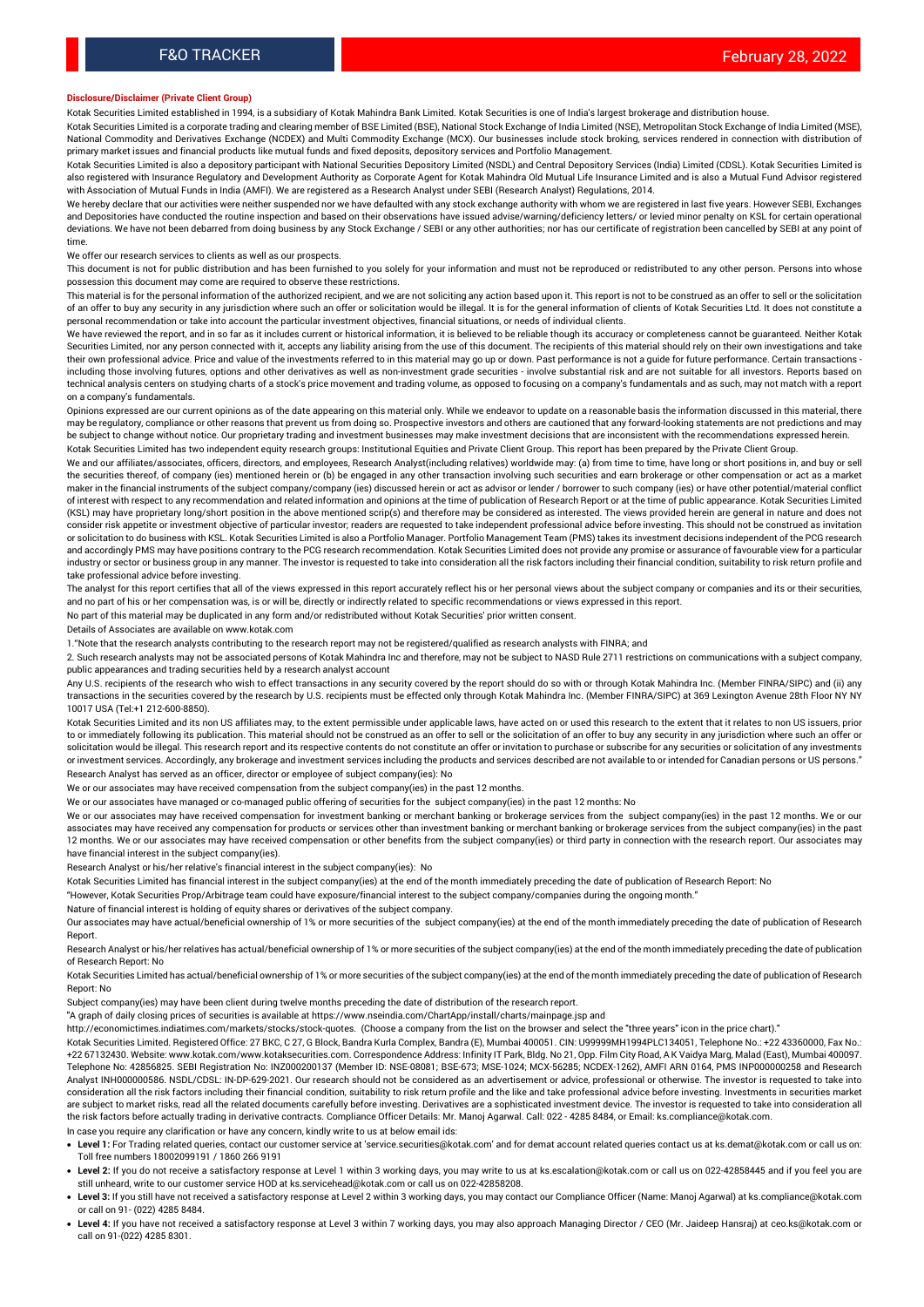**Disclosure/Disclaimer (Private Client Group)**

Kotak Securities Limited established in 1994, is a subsidiary of Kotak Mahindra Bank Limited. Kotak Securities is one of India's largest brokerage and distribution house.

Kotak Securities Limited is a corporate trading and clearing member of BSE Limited (BSE), National Stock Exchange of India Limited (NSE), Metropolitan Stock Exchange of India Limited (MSE), National Commodity and Derivatives Exchange (NCDEX) and Multi Commodity Exchange (MCX). Our businesses include stock broking, services rendered in connection with distribution of primary market issues and financial products like mutual funds and fixed deposits, depository services and Portfolio Management.

Kotak Securities Limited is also a depository participant with National Securities Depository Limited (NSDL) and Central Depository Services (India) Limited (CDSL). Kotak Securities Limited is also registered with Insurance Regulatory and Development Authority as Corporate Agent for Kotak Mahindra Old Mutual Life Insurance Limited and is also a Mutual Fund Advisor registered with Association of Mutual Funds in India (AMFI). We are registered as a Research Analyst under SEBI (Research Analyst) Regulations, 2014.

We hereby declare that our activities were neither suspended nor we have defaulted with any stock exchange authority with whom we are registered in last five years. However SEBI, Exchanges and Depositories have conducted the routine inspection and based on their observations have issued advise/warning/deficiency letters/ or levied minor penalty on KSL for certain operational deviations. We have not been debarred from doing business by any Stock Exchange / SEBI or any other authorities; nor has our certificate of registration been cancelled by SEBI at any point of time.

We offer our research services to clients as well as our prospects.

This document is not for public distribution and has been furnished to you solely for your information and must not be reproduced or redistributed to any other person. Persons into whose possession this document may come are required to observe these restrictions.

This material is for the personal information of the authorized recipient, and we are not soliciting any action based upon it. This report is not to be construed as an offer to sell or the solicitation of an offer to buy any security in any jurisdiction where such an offer or solicitation would be illegal. It is for the general information of clients of Kotak Securities Ltd. It does not constitute a personal recommendation or take into account the particular investment objectives, financial situations, or needs of individual clients.

We have reviewed the report, and in so far as it includes current or historical information, it is believed to be reliable though its accuracy or completeness cannot be guaranteed. Neither Kotak Securities Limited, nor any person connected with it, accepts any liability arising from the use of this document. The recipients of this material should rely on their own investigations and take their own professional advice. Price and value of the investments referred to in this material may go up or down. Past performance is not a guide for future performance. Certain transactions - including those involving futures, options and other derivatives as well as non-investment grade securities - involve substantial risk and are not suitable for all investors. Reports based on technical analysis centers on studying charts of a stock's price movement and trading volume, as opposed to focusing on a company's fundamentals and as such, may not match with a report on a company's fundamentals.

Opinions expressed are our current opinions as of the date appearing on this material only. While we endeavor to update on a reasonable basis the information discussed in this material, there may be regulatory, compliance or other reasons that prevent us from doing so. Prospective investors and others are cautioned that any forward-looking statements are not predictions and may be subject to change without notice. Our proprietary trading and investment businesses may make investment decisions that are inconsistent with the recommendations expressed herein.

Kotak Securities Limited has two independent equity research groups: Institutional Equities and Private Client Group. This report has been prepared by the Private Client Group.

We and our affiliates/associates, officers, directors, and employees, Research Analyst(including relatives) worldwide may: (a) from time to time, have long or short positions in, and buy or sell the securities thereof, of company (ies) mentioned herein or (b) be engaged in any other transaction involving such securities and earn brokerage or other compensation or act as a market maker in the financial instruments of the subject company/company (ies) discussed herein or act as advisor or lender / borrower to such company (ies) or have other potential/material conflict of interest with respect to any recommendation and related information and opinions at the time of publication of Research Report or at the time of public appearance. Kotak Securities Limited (KSL) may have proprietary long/short position in the above mentioned scrip(s) and therefore may be considered as interested. The views provided herein are general in nature and does not consider risk appetite or investment objective of particular investor; readers are requested to take independent professional advice before investing. This should not be construed as invitation or solicitation to do business with KSL. Kotak Securities Limited is also a Portfolio Manager. Portfolio Management Team (PMS) takes its investment decisions independent of the PCG research and accordingly PMS may have positions contrary to the PCG research recommendation. Kotak Securities Limited does not provide any promise or assurance of favourable view for a particular industry or sector or business group in any manner. The investor is requested to take into consideration all the risk factors including their financial condition, suitability to risk return profile and take professional advice before investing.

The analyst for this report certifies that all of the views expressed in this report accurately reflect his or her personal views about the subject company or companies and its or their securities, and no part of his or her compensation was, is or will be, directly or indirectly related to specific recommendations or views expressed in this report.

No part of this material may be duplicated in any form and/or redistributed without Kotak Securities' prior written consent.

Details of Associates are available on www.kotak.com

1."Note that the research analysts contributing to the research report may not be registered/qualified as research analysts with FINRA; and

2. Such research analysts may not be associated persons of Kotak Mahindra Inc and therefore, may not be subject to NASD Rule 2711 restrictions on communications with a subject company, public appearances and trading securities held by a research analyst account

Any U.S. recipients of the research who wish to effect transactions in any security covered by the report should do so with or through Kotak Mahindra Inc. (Member FINRA/SIPC) and (ii) any transactions in the securities covered by the research by U.S. recipients must be effected only through Kotak Mahindra Inc. (Member FINRA/SIPC) at 369 Lexington Avenue 28th Floor NY NY 10017 USA (Tel:+1 212-600-8850).

Kotak Securities Limited and its non US affiliates may, to the extent permissible under applicable laws, have acted on or used this research to the extent that it relates to non US issuers, prior to or immediately following its publication. This material should not be construed as an offer to sell or the solicitation of an offer to buy any security in any jurisdiction where such an offer or solicitation would be illegal. This research report and its respective contents do not constitute an offer or invitation to purchase or subscribe for any securities or solicitation of any investments or investment services. Accordingly, any brokerage and investment services including the products and services described are not available to or intended for Canadian persons or US persons."

Research Analyst has served as an officer, director or employee of subject company(ies): No

We or our associates may have received compensation from the subject company(ies) in the past 12 months.

We or our associates have managed or co-managed public offering of securities for the subject company(ies) in the past 12 months: No

We or our associates may have received compensation for investment banking or merchant banking or brokerage services from the subject company(ies) in the past 12 months. We or our associates may have received any compensation for products or services other than investment banking or merchant banking or brokerage services from the subject company(ies) in the past 12 months. We or our associates may have received compensation or other benefits from the subject company(ies) or third party in connection with the research report. Our associates may have financial interest in the subject company(ies).

Research Analyst or his/her relative's financial interest in the subject company(ies): No

Kotak Securities Limited has financial interest in the subject company(ies) at the end of the month immediately preceding the date of publication of Research Report: No

"However, Kotak Securities Prop/Arbitrage team could have exposure/financial interest to the subject company/companies during the ongoing month."

Nature of financial interest is holding of equity shares or derivatives of the subject company.

Our associates may have actual/beneficial ownership of 1% or more securities of the subject company(ies) at the end of the month immediately preceding the date of publication of Research Report.

Research Analyst or his/her relatives has actual/beneficial ownership of 1% or more securities of the subject company(ies) at the end of the month immediately preceding the date of publication of Research Report: No

Kotak Securities Limited has actual/beneficial ownership of 1% or more securities of the subject company(ies) at the end of the month immediately preceding the date of publication of Research Report: No

Subject company(ies) may have been client during twelve months preceding the date of distribution of the research report.

"A graph of daily closing prices of securities is available at https://www.nseindia.com/ChartApp/install/charts/mainpage.jsp and

http://economictimes.indiatimes.com/markets/stocks/stock-quotes. (Choose a company from the list on the browser and select the "three years" icon in the price chart)."

Kotak Securities Limited. Registered Office: 27 BKC, C 27, G Block, Bandra Kurla Complex, Bandra (E), Mumbai 400051. CIN: U99999MH1994PLC134051, Telephone No.: +22 43360000, Fax No.: +22 67132430. Website: www.kotak.com/www.kotaksecurities.com. Correspondence Address: Infinity IT Park, Bldg. No 21, Opp. Film City Road, A K Vaidya Marg, Malad (East), Mumbai 400097. Telephone No: 42856825. SEBI Registration No: INZ000200137 (Member ID: NSE-08081; BSE-673; MSE-1024; MCX-56285; NCDEX-1262), AMFI ARN 0164, PMS INP000000258 and Research Analyst INH000000586. NSDL/CDSL: IN-DP-629-2021. Our research should not be considered as an advertisement or advice, professional or otherwise. The investor is requested to take into consideration all the risk factors including their financial condition, suitability to risk return profile and the like and take professional advice before investing. Investments in securities market are subject to market risks, read all the related documents carefully before investing. Derivatives are a sophisticated investment device. The investor is requested to take into consideration all the risk factors before actually trading in derivative contracts. Compliance Officer Details: Mr. Manoj Agarwal. Call: 022 - 4285 8484, or Email: ks.compliance@kotak.com.

In case you require any clarification or have any concern, kindly write to us at below email ids:

- **Level 1:** For Trading related queries, contact our customer service at 'service.securities@kotak.com' and for demat account related queries contact us at ks.demat@kotak.com or call us on: Toll free numbers 18002099191 / 1860 266 9191
- **Level 2:** If you do not receive a satisfactory response at Level 1 within 3 working days, you may write to us at ks.escalation@kotak.com or call us on 022-42858445 and if you feel you are still unheard, write to our customer service HOD at ks.servicehead@kotak.com or call us on 022-42858208.
- **Level 3:** If you still have not received a satisfactory response at Level 2 within 3 working days, you may contact our Compliance Officer (Name: Manoj Agarwal) at ks.compliance@kotak.com or call on 91- (022) 4285 8484.
- **Level 4:** If you have not received a satisfactory response at Level 3 within 7 working days, you may also approach Managing Director / CEO (Mr. Jaideep Hansraj) at ceo.ks@kotak.com or call on 91-(022) 4285 8301.